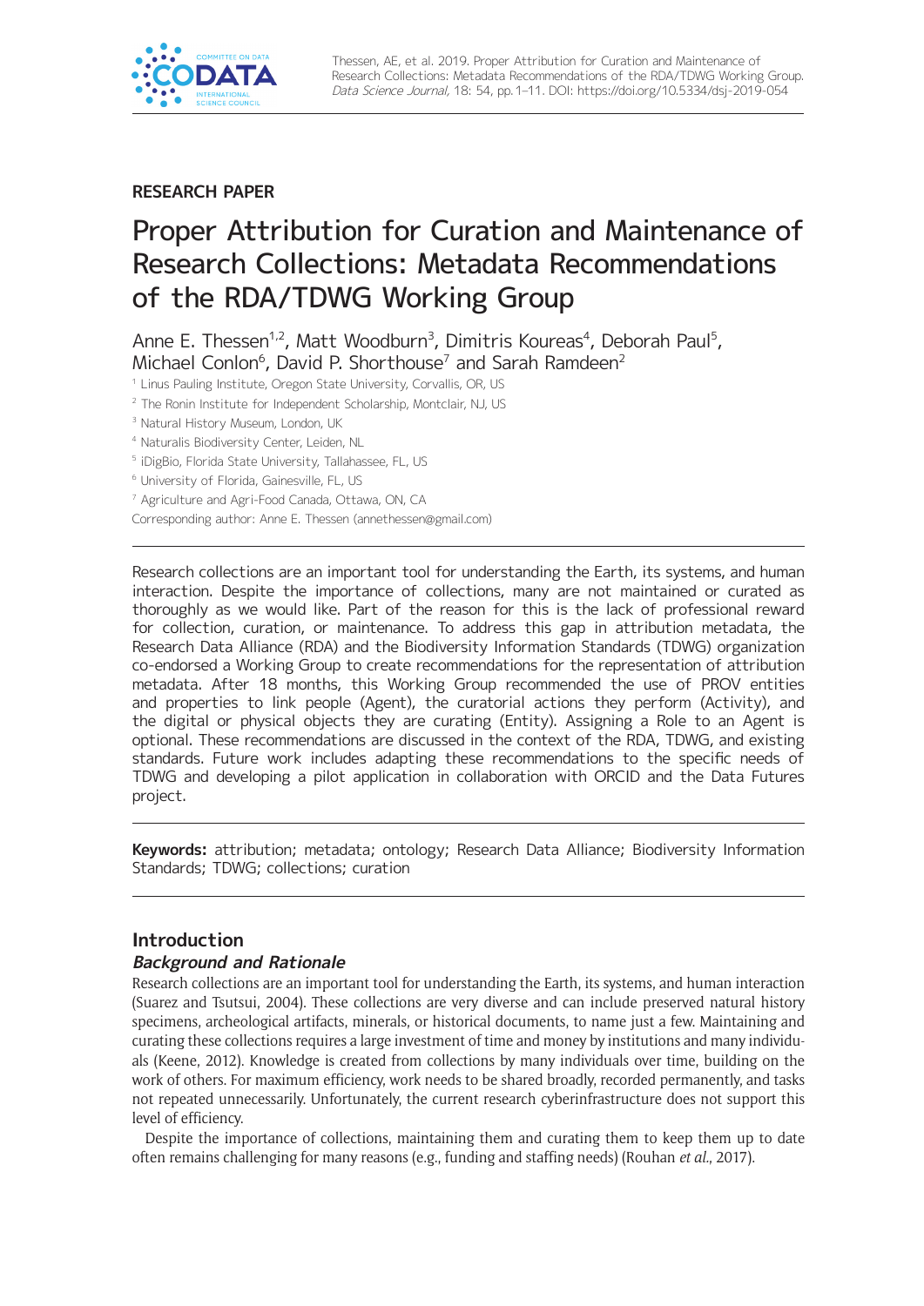RESEARCH PAPER

# Proper Attribution for Curation and Maintenance of Research Collections: Metadata Recommendations of the RDA/TDWG Working Group

Anne E. Thessen[1,2], Matt Woodburn[3], Dimitris Koureas[4], Deborah Paul[5], Michael Conlon[6], David P. Shorthouse[7] and Sarah Ramdeen[2]

[1] Linus Pauling Institute, Oregon State University, Corvallis, OR, US

[2] The Ronin Institute for Independent Scholarship, Montclair, NJ, US

[3] Natural History Museum, London, UK

[4] Naturalis Biodiversity Center, Leiden, NL

[5] iDigBio, Florida State University, Tallahassee, FL, US

[6] University of Florida, Gainesville, FL, US

[7] Agriculture and Agri-Food Canada, Ottawa, ON, CA

Corresponding author: Anne E. Thessen (annethessen@gmail.com)

---

Research collections are an important tool for understanding the Earth, its systems, and human interaction. Despite the importance of collections, many are not maintained or curated as thoroughly as we would like. Part of the reason for this is the lack of professional reward for collection, curation, or maintenance. To address this gap in attribution metadata, the Research Data Alliance (RDA) and the Biodiversity Information Standards (TDWG) organization co-endorsed a Working Group to create recommendations for the representation of attribution metadata. After 18 months, this Working Group recommended the use of PROV entities and properties to link people (Agent), the curatorial actions they perform (Activity), and the digital or physical objects they are curating (Entity). Assigning a Role to an Agent is optional. These recommendations are discussed in the context of the RDA, TDWG, and existing standards. Future work includes adapting these recommendations to the specific needs of TDWG and developing a pilot application in collaboration with ORCID and the Data Futures project.

---

**Keywords:** attribution; metadata; ontology; Research Data Alliance; Biodiversity Information Standards; TDWG; collections; curation

---

## Introduction

### *Background and Rationale*

Research collections are an important tool for understanding the Earth, its systems, and human interaction (Suarez and Tsutsui, 2004). These collections are very diverse and can include preserved natural history specimens, archeological artifacts, minerals, or historical documents, to name just a few. Maintaining and curating these collections requires a large investment of time and money by institutions and many individuals (Keene, 2012). Knowledge is created from collections by many individuals over time, building on the work of others. For maximum efficiency, work needs to be shared broadly, recorded permanently, and tasks not repeated unnecessarily. Unfortunately, the current research cyberinfrastructure does not support this level of efficiency.

Despite the importance of collections, maintaining them and curating them to keep them up to date often remains challenging for many reasons (e.g., funding and staffing needs) (Rouhan *et al.*, 2017).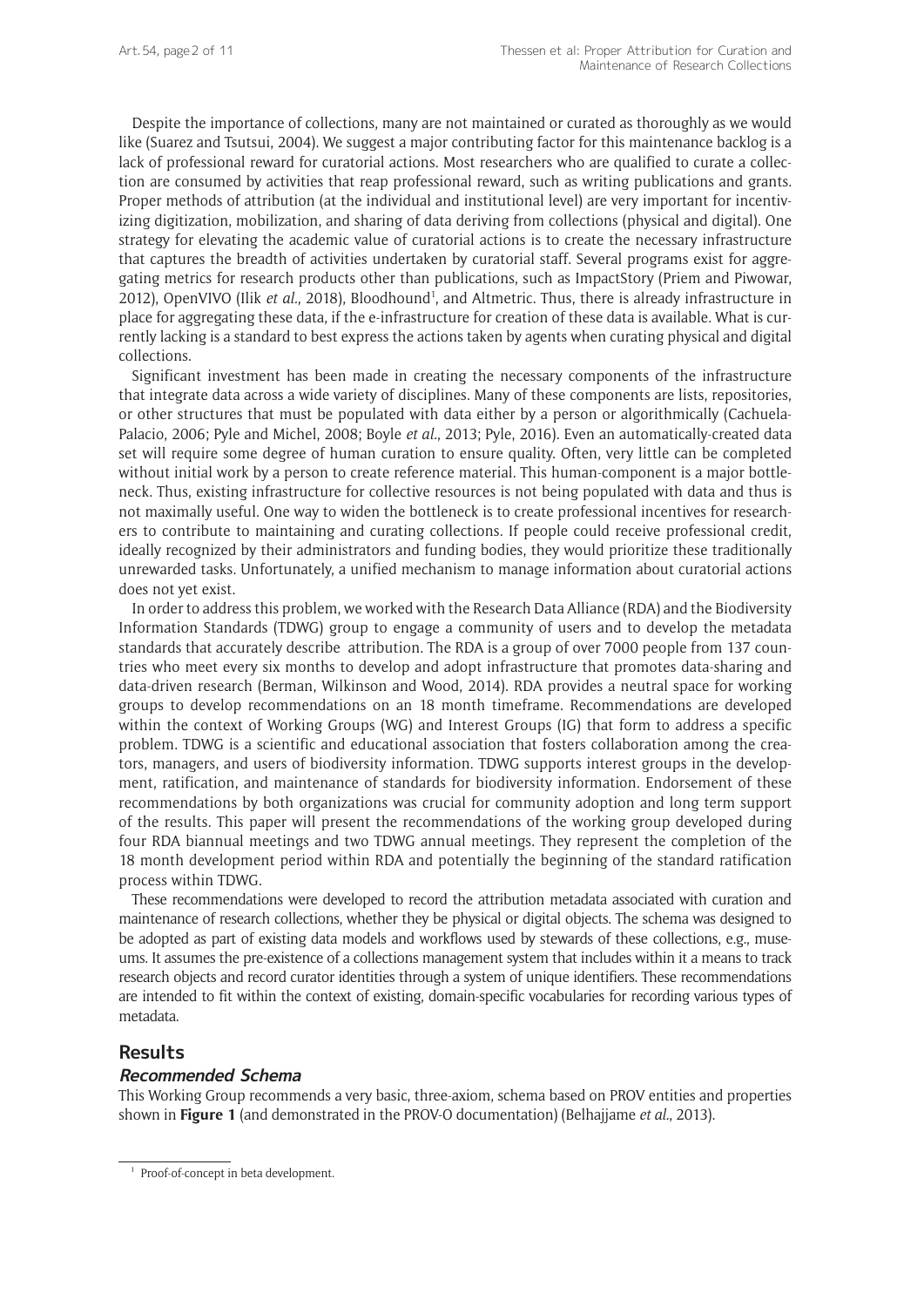Despite the importance of collections, many are not maintained or curated as thoroughly as we would like (Suarez and Tsutsui, 2004). We suggest a major contributing factor for this maintenance backlog is a lack of professional reward for curatorial actions. Most researchers who are qualified to curate a collection are consumed by activities that reap professional reward, such as writing publications and grants. Proper methods of attribution (at the individual and institutional level) are very important for incentivizing digitization, mobilization, and sharing of data deriving from collections (physical and digital). One strategy for elevating the academic value of curatorial actions is to create the necessary infrastructure that captures the breadth of activities undertaken by curatorial staff. Several programs exist for aggregating metrics for research products other than publications, such as ImpactStory (Priem and Piwowar, 2012), OpenVIVO (Ilik *et al.*, 2018), Bloodhound[1], and Altmetric. Thus, there is already infrastructure in place for aggregating these data, if the e-infrastructure for creation of these data is available. What is currently lacking is a standard to best express the actions taken by agents when curating physical and digital collections.

Significant investment has been made in creating the necessary components of the infrastructure that integrate data across a wide variety of disciplines. Many of these components are lists, repositories, or other structures that must be populated with data either by a person or algorithmically (Cachuela-Palacio, 2006; Pyle and Michel, 2008; Boyle *et al.*, 2013; Pyle, 2016). Even an automatically-created data set will require some degree of human curation to ensure quality. Often, very little can be completed without initial work by a person to create reference material. This human-component is a major bottleneck. Thus, existing infrastructure for collective resources is not being populated with data and thus is not maximally useful. One way to widen the bottleneck is to create professional incentives for researchers to contribute to maintaining and curating collections. If people could receive professional credit, ideally recognized by their administrators and funding bodies, they would prioritize these traditionally unrewarded tasks. Unfortunately, a unified mechanism to manage information about curatorial actions does not yet exist.

In order to address this problem, we worked with the Research Data Alliance (RDA) and the Biodiversity Information Standards (TDWG) group to engage a community of users and to develop the metadata standards that accurately describe attribution. The RDA is a group of over 7000 people from 137 countries who meet every six months to develop and adopt infrastructure that promotes data-sharing and data-driven research (Berman, Wilkinson and Wood, 2014). RDA provides a neutral space for working groups to develop recommendations on an 18 month timeframe. Recommendations are developed within the context of Working Groups (WG) and Interest Groups (IG) that form to address a specific problem. TDWG is a scientific and educational association that fosters collaboration among the creators, managers, and users of biodiversity information. TDWG supports interest groups in the development, ratification, and maintenance of standards for biodiversity information. Endorsement of these recommendations by both organizations was crucial for community adoption and long term support of the results. This paper will present the recommendations of the working group developed during four RDA biannual meetings and two TDWG annual meetings. They represent the completion of the 18 month development period within RDA and potentially the beginning of the standard ratification process within TDWG.

These recommendations were developed to record the attribution metadata associated with curation and maintenance of research collections, whether they be physical or digital objects. The schema was designed to be adopted as part of existing data models and workflows used by stewards of these collections, e.g., museums. It assumes the pre-existence of a collections management system that includes within it a means to track research objects and record curator identities through a system of unique identifiers. These recommendations are intended to fit within the context of existing, domain-specific vocabularies for recording various types of metadata.

## Results

### *Recommended Schema*

This Working Group recommends a very basic, three-axiom, schema based on PROV entities and properties shown in **Figure 1** (and demonstrated in the PROV-O documentation) (Belhajjame *et al.*, 2013).

[1] Proof-of-concept in beta development.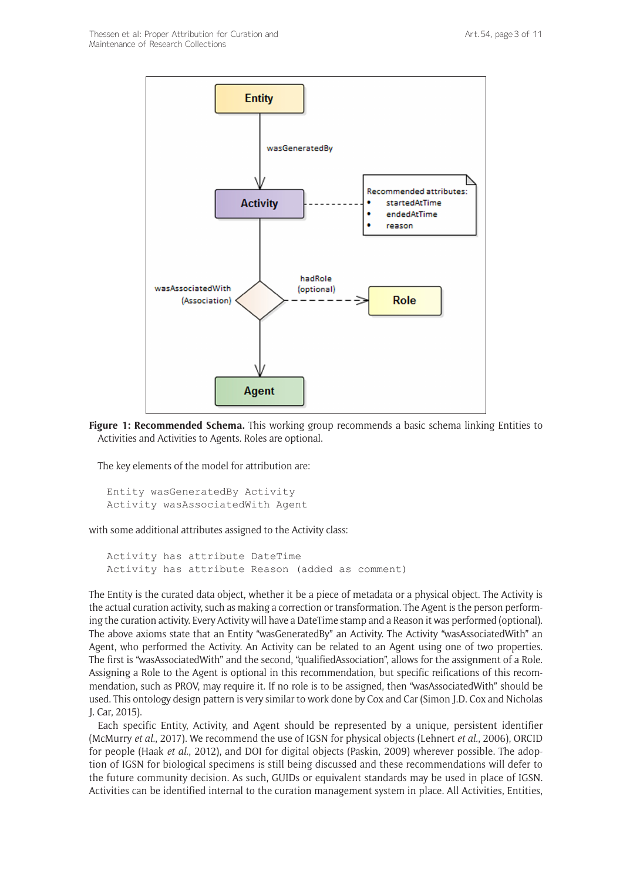**Figure 1: Recommended Schema.** This working group recommends a basic schema linking Entities to Activities and Activities to Agents. Roles are optional.

The key elements of the model for attribution are:

```
Entity wasGeneratedBy Activity
Activity wasAssociatedWith Agent
```

with some additional attributes assigned to the Activity class:

```
Activity has attribute DateTime
Activity has attribute Reason (added as comment)
```

The Entity is the curated data object, whether it be a piece of metadata or a physical object. The Activity is the actual curation activity, such as making a correction or transformation. The Agent is the person performing the curation activity. Every Activity will have a DateTime stamp and a Reason it was performed (optional). The above axioms state that an Entity "wasGeneratedBy" an Activity. The Activity "wasAssociatedWith" an Agent, who performed the Activity. An Activity can be related to an Agent using one of two properties. The first is "wasAssociatedWith" and the second, "qualifiedAssociation", allows for the assignment of a Role. Assigning a Role to the Agent is optional in this recommendation, but specific reifications of this recommendation, such as PROV, may require it. If no role is to be assigned, then "wasAssociatedWith" should be used. This ontology design pattern is very similar to work done by Cox and Car (Simon J.D. Cox and Nicholas J. Car, 2015).

Each specific Entity, Activity, and Agent should be represented by a unique, persistent identifier (McMurry *et al.*, 2017). We recommend the use of IGSN for physical objects (Lehnert *et al.*, 2006), ORCID for people (Haak *et al.*, 2012), and DOI for digital objects (Paskin, 2009) wherever possible. The adoption of IGSN for biological specimens is still being discussed and these recommendations will defer to the future community decision. As such, GUIDs or equivalent standards may be used in place of IGSN. Activities can be identified internal to the curation management system in place. All Activities, Entities,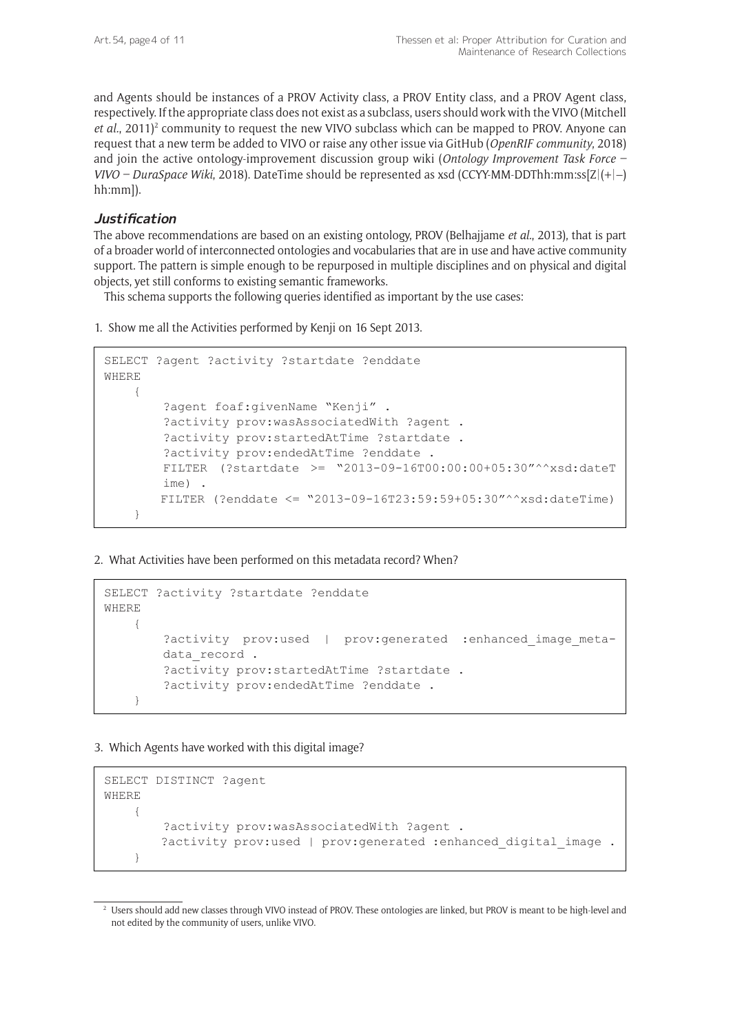and Agents should be instances of a PROV Activity class, a PROV Entity class, and a PROV Agent class, respectively. If the appropriate class does not exist as a subclass, users should work with the VIVO (Mitchell *et al.*, 2011)[2] community to request the new VIVO subclass which can be mapped to PROV. Anyone can request that a new term be added to VIVO or raise any other issue via GitHub (*OpenRIF community*, 2018) and join the active ontology-improvement discussion group wiki (*Ontology Improvement Task Force – VIVO – DuraSpace Wiki*, 2018). DateTime should be represented as xsd (CCYY-MM-DDThh:mm:ss[Z|(+|–)hh:mm]).

### Justification

The above recommendations are based on an existing ontology, PROV (Belhajjame *et al.*, 2013), that is part of a broader world of interconnected ontologies and vocabularies that are in use and have active community support. The pattern is simple enough to be repurposed in multiple disciplines and on physical and digital objects, yet still conforms to existing semantic frameworks.

This schema supports the following queries identified as important by the use cases:

1. Show me all the Activities performed by Kenji on 16 Sept 2013.

```
SELECT ?agent ?activity ?startdate ?enddate
WHERE
    {
        ?agent foaf:givenName "Kenji" .
        ?activity prov:wasAssociatedWith ?agent .
        ?activity prov:startedAtTime ?startdate .
        ?activity prov:endedAtTime ?enddate .
        FILTER (?startdate >= "2013-09-16T00:00:00+05:30"^^xsd:dateTime) .
        FILTER (?enddate <= "2013-09-16T23:59:59+05:30"^^xsd:dateTime)
    }
```

2. What Activities have been performed on this metadata record? When?

```
SELECT ?activity ?startdate ?enddate
WHERE
    {
        ?activity prov:used | prov:generated :enhanced_image_metadata_record .
        ?activity prov:startedAtTime ?startdate .
        ?activity prov:endedAtTime ?enddate .
    }
```

3. Which Agents have worked with this digital image?

```
SELECT DISTINCT ?agent
WHERE
    {
        ?activity prov:wasAssociatedWith ?agent .
        ?activity prov:used | prov:generated :enhanced_digital_image .
    }
```

[2] Users should add new classes through VIVO instead of PROV. These ontologies are linked, but PROV is meant to be high-level and not edited by the community of users, unlike VIVO.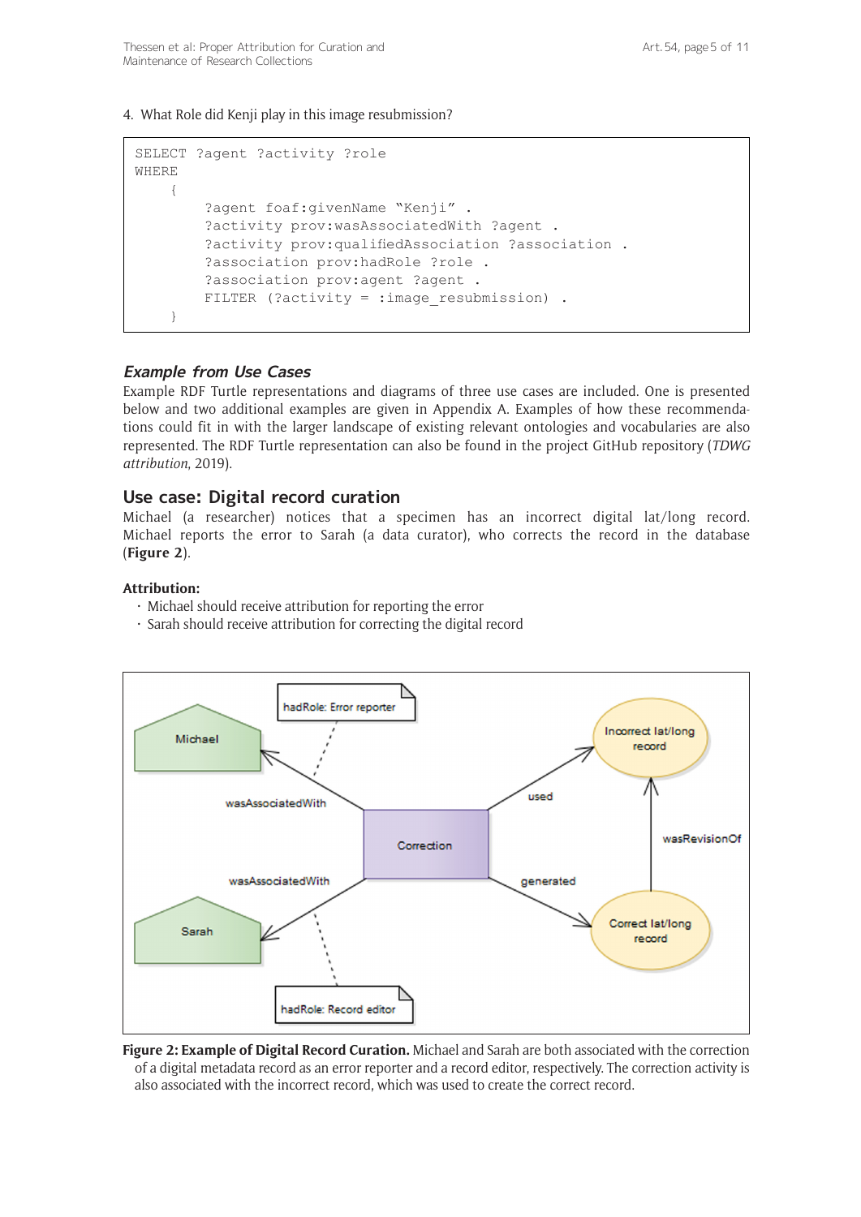4. What Role did Kenji play in this image resubmission?

```
SELECT ?agent ?activity ?role
WHERE
    {
        ?agent foaf:givenName "Kenji" .
        ?activity prov:wasAssociatedWith ?agent .
        ?activity prov:qualifiedAssociation ?association .
        ?association prov:hadRole ?role .
        ?association prov:agent ?agent .
        FILTER (?activity = :image_resubmission) .
    }
```

### *Example from Use Cases*

Example RDF Turtle representations and diagrams of three use cases are included. One is presented below and two additional examples are given in Appendix A. Examples of how these recommendations could fit in with the larger landscape of existing relevant ontologies and vocabularies are also represented. The RDF Turtle representation can also be found in the project GitHub repository (*TDWG attribution*, 2019).

## Use case: Digital record curation

Michael (a researcher) notices that a specimen has an incorrect digital lat/long record. Michael reports the error to Sarah (a data curator), who corrects the record in the database (**Figure 2**).

**Attribution:**

- Michael should receive attribution for reporting the error
- Sarah should receive attribution for correcting the digital record

**Figure 2: Example of Digital Record Curation.** Michael and Sarah are both associated with the correction of a digital metadata record as an error reporter and a record editor, respectively. The correction activity is also associated with the incorrect record, which was used to create the correct record.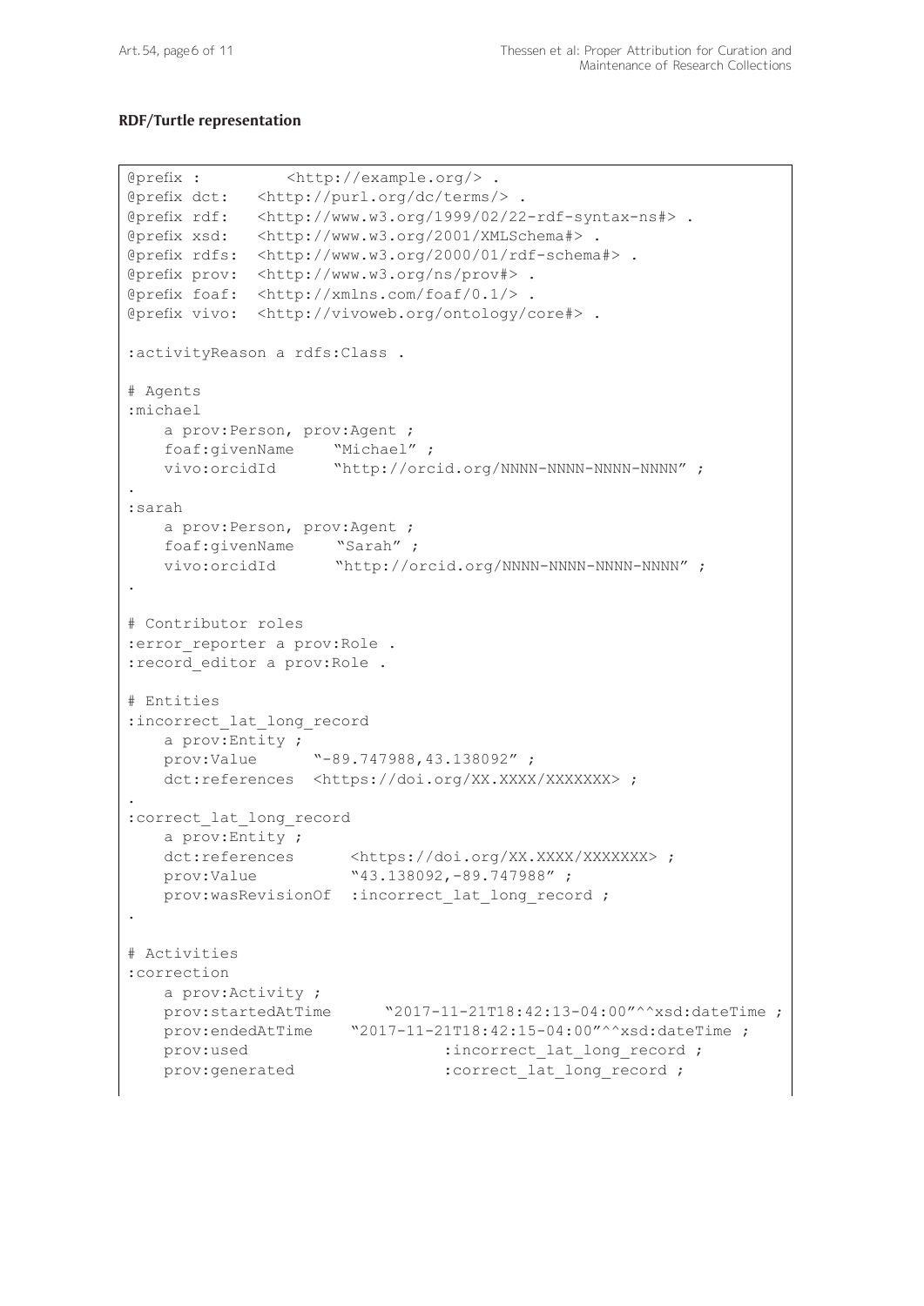**RDF/Turtle representation**

```
@prefix :         <http://example.org/> .
@prefix dct:   <http://purl.org/dc/terms/> .
@prefix rdf:   <http://www.w3.org/1999/02/22-rdf-syntax-ns#> .
@prefix xsd:   <http://www.w3.org/2001/XMLSchema#> .
@prefix rdfs:  <http://www.w3.org/2000/01/rdf-schema#> .
@prefix prov:  <http://www.w3.org/ns/prov#> .
@prefix foaf:  <http://xmlns.com/foaf/0.1/> .
@prefix vivo:  <http://vivoweb.org/ontology/core#> .

:activityReason a rdfs:Class .

# Agents
:michael
    a prov:Person, prov:Agent ;
    foaf:givenName    "Michael" ;
    vivo:orcidId      "http://orcid.org/NNNN-NNNN-NNNN-NNNN" ;
.
:sarah
    a prov:Person, prov:Agent ;
    foaf:givenName     "Sarah" ;
    vivo:orcidId      "http://orcid.org/NNNN-NNNN-NNNN-NNNN" ;
.

# Contributor roles
:error_reporter a prov:Role .
:record_editor a prov:Role .

# Entities
:incorrect_lat_long_record
    a prov:Entity ;
    prov:Value      "-89.747988,43.138092" ;
    dct:references  <https://doi.org/XX.XXXX/XXXXXXX> ;
.
:correct_lat_long_record
    a prov:Entity ;
    dct:references      <https://doi.org/XX.XXXX/XXXXXXX> ;
    prov:Value          "43.138092,-89.747988" ;
    prov:wasRevisionOf  :incorrect_lat_long_record ;
.

# Activities
:correction
    a prov:Activity ;
    prov:startedAtTime      "2017-11-21T18:42:13-04:00"^^xsd:dateTime ;
    prov:endedAtTime    "2017-11-21T18:42:15-04:00"^^xsd:dateTime ;
    prov:used                   :incorrect_lat_long_record ;
    prov:generated              :correct_lat_long_record ;
```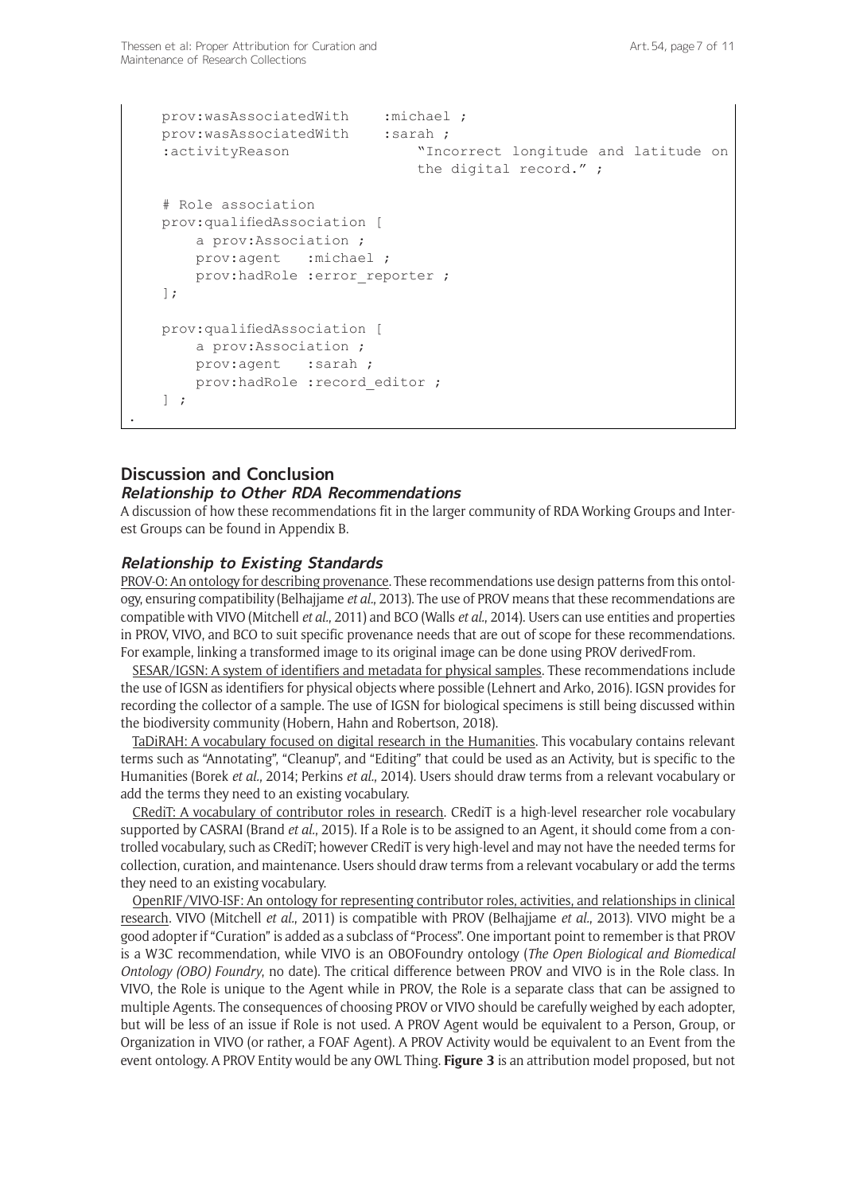```
    prov:wasAssociatedWith    :michael ;
    prov:wasAssociatedWith    :sarah ;
    :activityReason              "Incorrect longitude and latitude on
                                 the digital record." ;

    # Role association
    prov:qualifiedAssociation [
        a prov:Association ;
        prov:agent   :michael ;
        prov:hadRole :error_reporter ;
    ];

    prov:qualifiedAssociation [
        a prov:Association ;
        prov:agent   :sarah ;
        prov:hadRole :record_editor ;
    ] ;
.
```

## Discussion and Conclusion

### Relationship to Other RDA Recommendations

A discussion of how these recommendations fit in the larger community of RDA Working Groups and Interest Groups can be found in Appendix B.

### Relationship to Existing Standards

PROV-O: An ontology for describing provenance. These recommendations use design patterns from this ontology, ensuring compatibility (Belhajjame *et al.*, 2013). The use of PROV means that these recommendations are compatible with VIVO (Mitchell *et al.*, 2011) and BCO (Walls *et al.*, 2014). Users can use entities and properties in PROV, VIVO, and BCO to suit specific provenance needs that are out of scope for these recommendations. For example, linking a transformed image to its original image can be done using PROV derivedFrom.

SESAR/IGSN: A system of identifiers and metadata for physical samples. These recommendations include the use of IGSN as identifiers for physical objects where possible (Lehnert and Arko, 2016). IGSN provides for recording the collector of a sample. The use of IGSN for biological specimens is still being discussed within the biodiversity community (Hobern, Hahn and Robertson, 2018).

TaDiRAH: A vocabulary focused on digital research in the Humanities. This vocabulary contains relevant terms such as "Annotating", "Cleanup", and "Editing" that could be used as an Activity, but is specific to the Humanities (Borek *et al.*, 2014; Perkins *et al.*, 2014). Users should draw terms from a relevant vocabulary or add the terms they need to an existing vocabulary.

CRediT: A vocabulary of contributor roles in research. CRediT is a high-level researcher role vocabulary supported by CASRAI (Brand *et al.*, 2015). If a Role is to be assigned to an Agent, it should come from a controlled vocabulary, such as CRediT; however CRediT is very high-level and may not have the needed terms for collection, curation, and maintenance. Users should draw terms from a relevant vocabulary or add the terms they need to an existing vocabulary.

OpenRIF/VIVO-ISF: An ontology for representing contributor roles, activities, and relationships in clinical research. VIVO (Mitchell *et al.*, 2011) is compatible with PROV (Belhajjame *et al.*, 2013). VIVO might be a good adopter if "Curation" is added as a subclass of "Process". One important point to remember is that PROV is a W3C recommendation, while VIVO is an OBOFoundry ontology (*The Open Biological and Biomedical Ontology (OBO) Foundry*, no date). The critical difference between PROV and VIVO is in the Role class. In VIVO, the Role is unique to the Agent while in PROV, the Role is a separate class that can be assigned to multiple Agents. The consequences of choosing PROV or VIVO should be carefully weighed by each adopter, but will be less of an issue if Role is not used. A PROV Agent would be equivalent to a Person, Group, or Organization in VIVO (or rather, a FOAF Agent). A PROV Activity would be equivalent to an Event from the event ontology. A PROV Entity would be any OWL Thing. **Figure 3** is an attribution model proposed, but not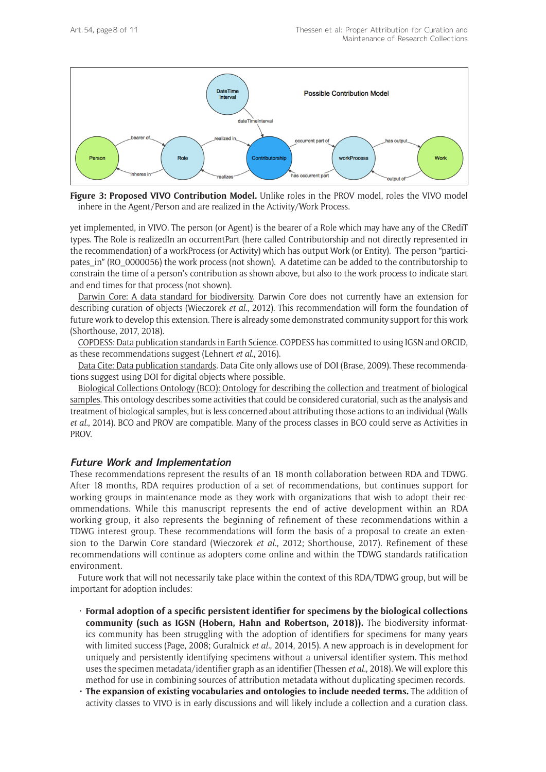**Figure 3: Proposed VIVO Contribution Model.** Unlike roles in the PROV model, roles the VIVO model inhere in the Agent/Person and are realized in the Activity/Work Process.

yet implemented, in VIVO. The person (or Agent) is the bearer of a Role which may have any of the CRediT types. The Role is realizedIn an occurrentPart (here called Contributorship and not directly represented in the recommendation) of a workProcess (or Activity) which has output Work (or Entity). The person "participates_in" (RO_0000056) the work process (not shown). A datetime can be added to the contributorship to constrain the time of a person's contribution as shown above, but also to the work process to indicate start and end times for that process (not shown).

Darwin Core: A data standard for biodiversity. Darwin Core does not currently have an extension for describing curation of objects (Wieczorek *et al.*, 2012). This recommendation will form the foundation of future work to develop this extension. There is already some demonstrated community support for this work (Shorthouse, 2017, 2018).

COPDESS: Data publication standards in Earth Science. COPDESS has committed to using IGSN and ORCID, as these recommendations suggest (Lehnert *et al.*, 2016).

Data Cite: Data publication standards. Data Cite only allows use of DOI (Brase, 2009). These recommendations suggest using DOI for digital objects where possible.

Biological Collections Ontology (BCO): Ontology for describing the collection and treatment of biological samples. This ontology describes some activities that could be considered curatorial, such as the analysis and treatment of biological samples, but is less concerned about attributing those actions to an individual (Walls *et al.*, 2014). BCO and PROV are compatible. Many of the process classes in BCO could serve as Activities in PROV.

### *Future Work and Implementation*

These recommendations represent the results of an 18 month collaboration between RDA and TDWG. After 18 months, RDA requires production of a set of recommendations, but continues support for working groups in maintenance mode as they work with organizations that wish to adopt their recommendations. While this manuscript represents the end of active development within an RDA working group, it also represents the beginning of refinement of these recommendations within a TDWG interest group. These recommendations will form the basis of a proposal to create an extension to the Darwin Core standard (Wieczorek *et al.*, 2012; Shorthouse, 2017). Refinement of these recommendations will continue as adopters come online and within the TDWG standards ratification environment.

Future work that will not necessarily take place within the context of this RDA/TDWG group, but will be important for adoption includes:

- **Formal adoption of a specific persistent identifier for specimens by the biological collections community (such as IGSN (Hobern, Hahn and Robertson, 2018)).** The biodiversity informatics community has been struggling with the adoption of identifiers for specimens for many years with limited success (Page, 2008; Guralnick *et al.*, 2014, 2015). A new approach is in development for uniquely and persistently identifying specimens without a universal identifier system. This method uses the specimen metadata/identifier graph as an identifier (Thessen *et al.*, 2018). We will explore this method for use in combining sources of attribution metadata without duplicating specimen records.
- **The expansion of existing vocabularies and ontologies to include needed terms.** The addition of activity classes to VIVO is in early discussions and will likely include a collection and a curation class.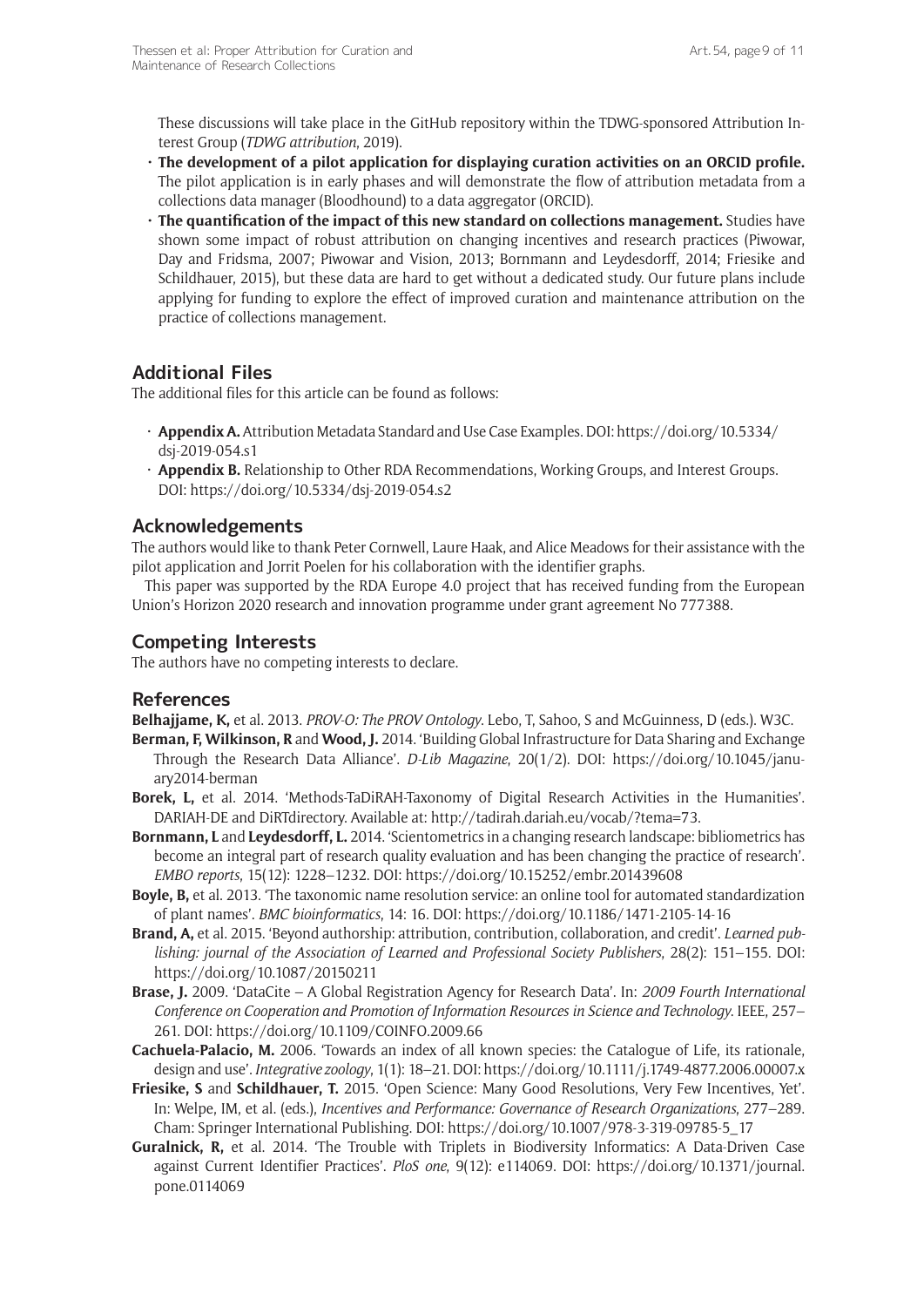These discussions will take place in the GitHub repository within the TDWG-sponsored Attribution Interest Group (*TDWG attribution*, 2019).

- **The development of a pilot application for displaying curation activities on an ORCID profile.** The pilot application is in early phases and will demonstrate the flow of attribution metadata from a collections data manager (Bloodhound) to a data aggregator (ORCID).
- **The quantification of the impact of this new standard on collections management.** Studies have shown some impact of robust attribution on changing incentives and research practices (Piwowar, Day and Fridsma, 2007; Piwowar and Vision, 2013; Bornmann and Leydesdorff, 2014; Friesike and Schildhauer, 2015), but these data are hard to get without a dedicated study. Our future plans include applying for funding to explore the effect of improved curation and maintenance attribution on the practice of collections management.

## Additional Files

The additional files for this article can be found as follows:

- **Appendix A.** Attribution Metadata Standard and Use Case Examples. DOI: https://doi.org/10.5334/dsj-2019-054.s1
- **Appendix B.** Relationship to Other RDA Recommendations, Working Groups, and Interest Groups. DOI: https://doi.org/10.5334/dsj-2019-054.s2

## Acknowledgements

The authors would like to thank Peter Cornwell, Laure Haak, and Alice Meadows for their assistance with the pilot application and Jorrit Poelen for his collaboration with the identifier graphs.

This paper was supported by the RDA Europe 4.0 project that has received funding from the European Union's Horizon 2020 research and innovation programme under grant agreement No 777388.

## Competing Interests

The authors have no competing interests to declare.

## References

**Belhajjame, K,** et al. 2013. *PROV-O: The PROV Ontology*. Lebo, T, Sahoo, S and McGuinness, D (eds.). W3C.

**Berman, F, Wilkinson, R** and **Wood, J.** 2014. 'Building Global Infrastructure for Data Sharing and Exchange Through the Research Data Alliance'. *D-Lib Magazine*, 20(1/2). DOI: https://doi.org/10.1045/january2014-berman

**Borek, L,** et al. 2014. 'Methods-TaDiRAH-Taxonomy of Digital Research Activities in the Humanities'. DARIAH-DE and DiRTdirectory. Available at: http://tadirah.dariah.eu/vocab/?tema=73.

**Bornmann, L** and **Leydesdorff, L.** 2014. 'Scientometrics in a changing research landscape: bibliometrics has become an integral part of research quality evaluation and has been changing the practice of research'. *EMBO reports*, 15(12): 1228–1232. DOI: https://doi.org/10.15252/embr.201439608

**Boyle, B,** et al. 2013. 'The taxonomic name resolution service: an online tool for automated standardization of plant names'. *BMC bioinformatics*, 14: 16. DOI: https://doi.org/10.1186/1471-2105-14-16

**Brand, A,** et al. 2015. 'Beyond authorship: attribution, contribution, collaboration, and credit'. *Learned publishing: journal of the Association of Learned and Professional Society Publishers*, 28(2): 151–155. DOI: https://doi.org/10.1087/20150211

**Brase, J.** 2009. 'DataCite – A Global Registration Agency for Research Data'. In: *2009 Fourth International Conference on Cooperation and Promotion of Information Resources in Science and Technology*. IEEE, 257–261. DOI: https://doi.org/10.1109/COINFO.2009.66

**Cachuela-Palacio, M.** 2006. 'Towards an index of all known species: the Catalogue of Life, its rationale, design and use'. *Integrative zoology*, 1(1): 18–21. DOI: https://doi.org/10.1111/j.1749-4877.2006.00007.x

**Friesike, S** and **Schildhauer, T.** 2015. 'Open Science: Many Good Resolutions, Very Few Incentives, Yet'. In: Welpe, IM, et al. (eds.), *Incentives and Performance: Governance of Research Organizations*, 277–289. Cham: Springer International Publishing. DOI: https://doi.org/10.1007/978-3-319-09785-5_17

**Guralnick, R,** et al. 2014. 'The Trouble with Triplets in Biodiversity Informatics: A Data-Driven Case against Current Identifier Practices'. *PloS one*, 9(12): e114069. DOI: https://doi.org/10.1371/journal.pone.0114069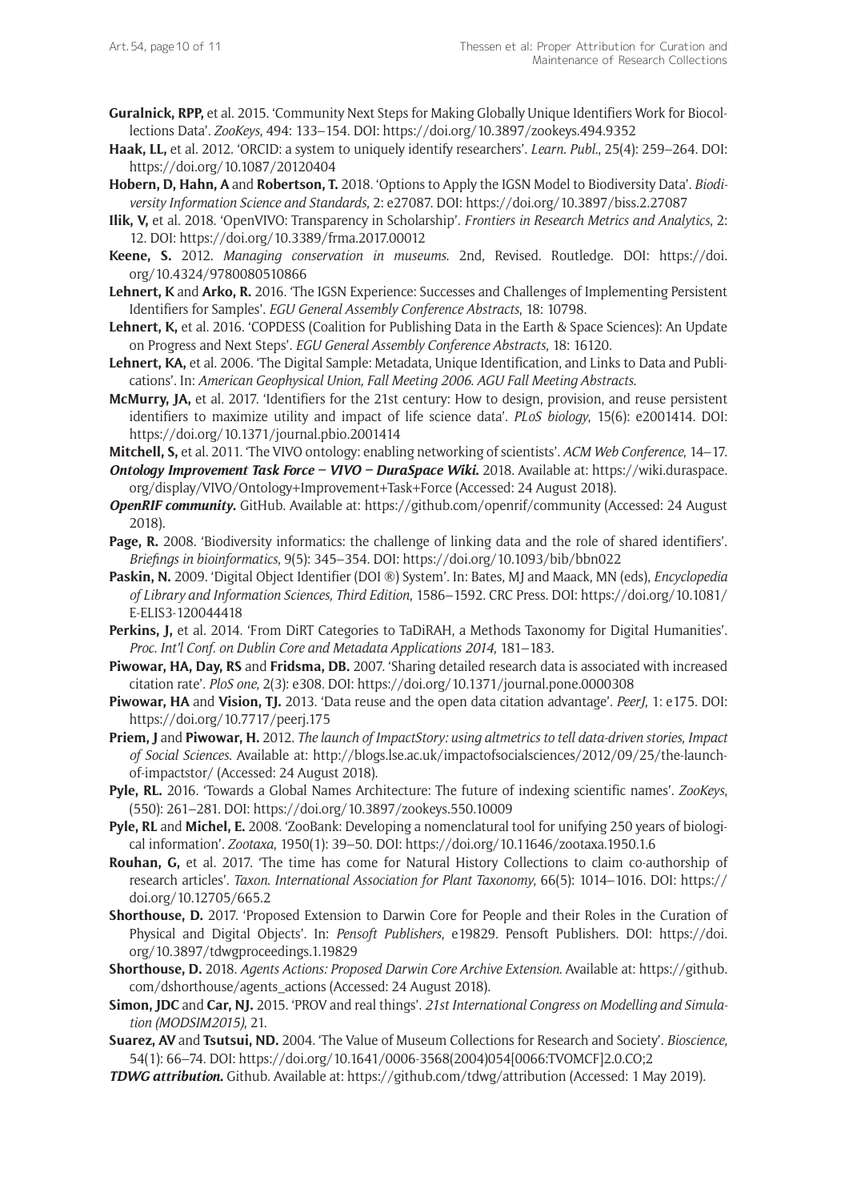**Guralnick, RPP,** et al. 2015. 'Community Next Steps for Making Globally Unique Identifiers Work for Biocollections Data'. *ZooKeys*, 494: 133–154. DOI: https://doi.org/10.3897/zookeys.494.9352

**Haak, LL,** et al. 2012. 'ORCID: a system to uniquely identify researchers'. *Learn. Publ.*, 25(4): 259–264. DOI: https://doi.org/10.1087/20120404

**Hobern, D, Hahn, A** and **Robertson, T.** 2018. 'Options to Apply the IGSN Model to Biodiversity Data'. *Biodiversity Information Science and Standards*, 2: e27087. DOI: https://doi.org/10.3897/biss.2.27087

**Ilik, V,** et al. 2018. 'OpenVIVO: Transparency in Scholarship'. *Frontiers in Research Metrics and Analytics*, 2: 12. DOI: https://doi.org/10.3389/frma.2017.00012

**Keene, S.** 2012. *Managing conservation in museums*. 2nd, Revised. Routledge. DOI: https://doi.org/10.4324/9780080510866

**Lehnert, K** and **Arko, R.** 2016. 'The IGSN Experience: Successes and Challenges of Implementing Persistent Identifiers for Samples'. *EGU General Assembly Conference Abstracts*, 18: 10798.

**Lehnert, K,** et al. 2016. 'COPDESS (Coalition for Publishing Data in the Earth & Space Sciences): An Update on Progress and Next Steps'. *EGU General Assembly Conference Abstracts*, 18: 16120.

**Lehnert, KA,** et al. 2006. 'The Digital Sample: Metadata, Unique Identification, and Links to Data and Publications'. In: *American Geophysical Union, Fall Meeting 2006. AGU Fall Meeting Abstracts*.

**McMurry, JA,** et al. 2017. 'Identifiers for the 21st century: How to design, provision, and reuse persistent identifiers to maximize utility and impact of life science data'. *PLoS biology*, 15(6): e2001414. DOI: https://doi.org/10.1371/journal.pbio.2001414

**Mitchell, S,** et al. 2011. 'The VIVO ontology: enabling networking of scientists'. *ACM Web Conference*, 14–17.

***Ontology Improvement Task Force – VIVO – DuraSpace Wiki.*** 2018. Available at: https://wiki.duraspace.org/display/VIVO/Ontology+Improvement+Task+Force (Accessed: 24 August 2018).

***OpenRIF community.*** GitHub. Available at: https://github.com/openrif/community (Accessed: 24 August 2018).

**Page, R.** 2008. 'Biodiversity informatics: the challenge of linking data and the role of shared identifiers'. *Briefings in bioinformatics*, 9(5): 345–354. DOI: https://doi.org/10.1093/bib/bbn022

**Paskin, N.** 2009. 'Digital Object Identifier (DOI ®) System'. In: Bates, MJ and Maack, MN (eds), *Encyclopedia of Library and Information Sciences, Third Edition*, 1586–1592. CRC Press. DOI: https://doi.org/10.1081/E-ELIS3-120044418

**Perkins, J,** et al. 2014. 'From DiRT Categories to TaDiRAH, a Methods Taxonomy for Digital Humanities'. *Proc. Int'l Conf. on Dublin Core and Metadata Applications 2014*, 181–183.

**Piwowar, HA, Day, RS** and **Fridsma, DB.** 2007. 'Sharing detailed research data is associated with increased citation rate'. *PloS one*, 2(3): e308. DOI: https://doi.org/10.1371/journal.pone.0000308

**Piwowar, HA** and **Vision, TJ.** 2013. 'Data reuse and the open data citation advantage'. *PeerJ*, 1: e175. DOI: https://doi.org/10.7717/peerj.175

**Priem, J** and **Piwowar, H.** 2012. *The launch of ImpactStory: using altmetrics to tell data-driven stories*, *Impact of Social Sciences*. Available at: http://blogs.lse.ac.uk/impactofsocialsciences/2012/09/25/the-launch-of-impactstor/ (Accessed: 24 August 2018).

**Pyle, RL.** 2016. 'Towards a Global Names Architecture: The future of indexing scientific names'. *ZooKeys*, (550): 261–281. DOI: https://doi.org/10.3897/zookeys.550.10009

**Pyle, RL** and **Michel, E.** 2008. 'ZooBank: Developing a nomenclatural tool for unifying 250 years of biological information'. *Zootaxa*, 1950(1): 39–50. DOI: https://doi.org/10.11646/zootaxa.1950.1.6

**Rouhan, G,** et al. 2017. 'The time has come for Natural History Collections to claim co-authorship of research articles'. *Taxon. International Association for Plant Taxonomy*, 66(5): 1014–1016. DOI: https://doi.org/10.12705/665.2

**Shorthouse, D.** 2017. 'Proposed Extension to Darwin Core for People and their Roles in the Curation of Physical and Digital Objects'. In: *Pensoft Publishers*, e19829. Pensoft Publishers. DOI: https://doi.org/10.3897/tdwgproceedings.1.19829

**Shorthouse, D.** 2018. *Agents Actions: Proposed Darwin Core Archive Extension*. Available at: https://github.com/dshorthouse/agents_actions (Accessed: 24 August 2018).

**Simon, JDC** and **Car, NJ.** 2015. 'PROV and real things'. *21st International Congress on Modelling and Simulation (MODSIM2015)*, 21.

**Suarez, AV** and **Tsutsui, ND.** 2004. 'The Value of Museum Collections for Research and Society'. *Bioscience*, 54(1): 66–74. DOI: https://doi.org/10.1641/0006-3568(2004)054[0066:TVOMCF]2.0.CO;2

***TDWG attribution.*** Github. Available at: https://github.com/tdwg/attribution (Accessed: 1 May 2019).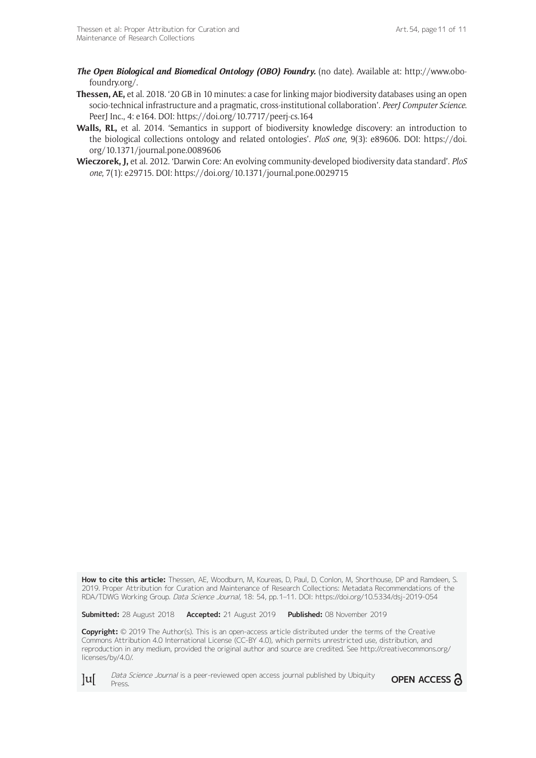***The Open Biological and Biomedical Ontology (OBO) Foundry.*** (no date). Available at: http://www.obofoundry.org/.

**Thessen, AE,** et al. 2018. '20 GB in 10 minutes: a case for linking major biodiversity databases using an open socio-technical infrastructure and a pragmatic, cross-institutional collaboration'. *PeerJ Computer Science*. PeerJ Inc., 4: e164. DOI: https://doi.org/10.7717/peerj-cs.164

**Walls, RL,** et al. 2014. 'Semantics in support of biodiversity knowledge discovery: an introduction to the biological collections ontology and related ontologies'. *PloS one*, 9(3): e89606. DOI: https://doi.org/10.1371/journal.pone.0089606

**Wieczorek, J,** et al. 2012. 'Darwin Core: An evolving community-developed biodiversity data standard'. *PloS one*, 7(1): e29715. DOI: https://doi.org/10.1371/journal.pone.0029715

**How to cite this article:** Thessen, AE, Woodburn, M, Koureas, D, Paul, D, Conlon, M, Shorthouse, DP and Ramdeen, S. 2019. Proper Attribution for Curation and Maintenance of Research Collections: Metadata Recommendations of the RDA/TDWG Working Group. *Data Science Journal,* 18: 54, pp. 1–11. DOI: https://doi.org/10.5334/dsj-2019-054

**Submitted:** 28 August 2018 **Accepted:** 21 August 2019 **Published:** 08 November 2019

**Copyright:** © 2019 The Author(s). This is an open-access article distributed under the terms of the Creative Commons Attribution 4.0 International License (CC-BY 4.0), which permits unrestricted use, distribution, and reproduction in any medium, provided the original author and source are credited. See http://creativecommons.org/licenses/by/4.0/.

*Data Science Journal* is a peer-reviewed open access journal published by Ubiquity Press. **OPEN ACCESS**